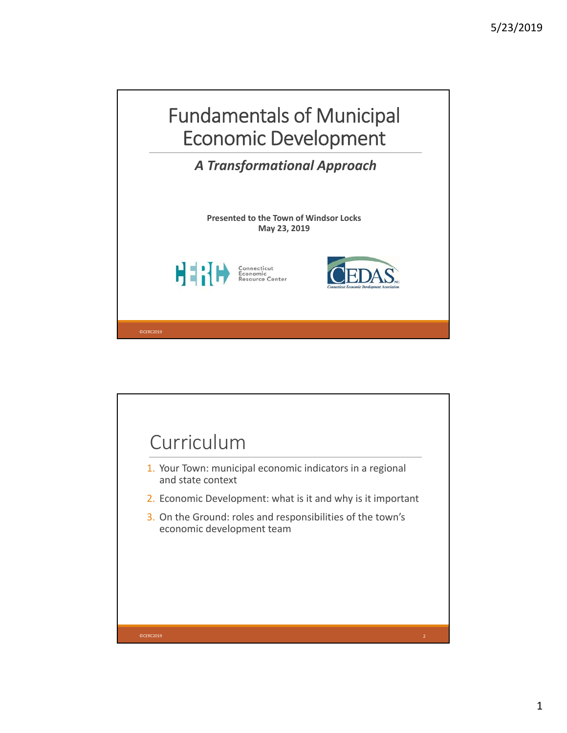# Fundamentals of Municipal Economic Development

### *A Transformational Approach*

**Presented to the Town of Windsor Locks**
**May 23, 2019**

CERC Connecticut Economic Resource Center

CEDAS Inc. Connecticut Economic Development Association

©CERC2019

## Curriculum

1. Your Town: municipal economic indicators in a regional and state context
2. Economic Development: what is it and why is it important
3. On the Ground: roles and responsibilities of the town's economic development team

©CERC2019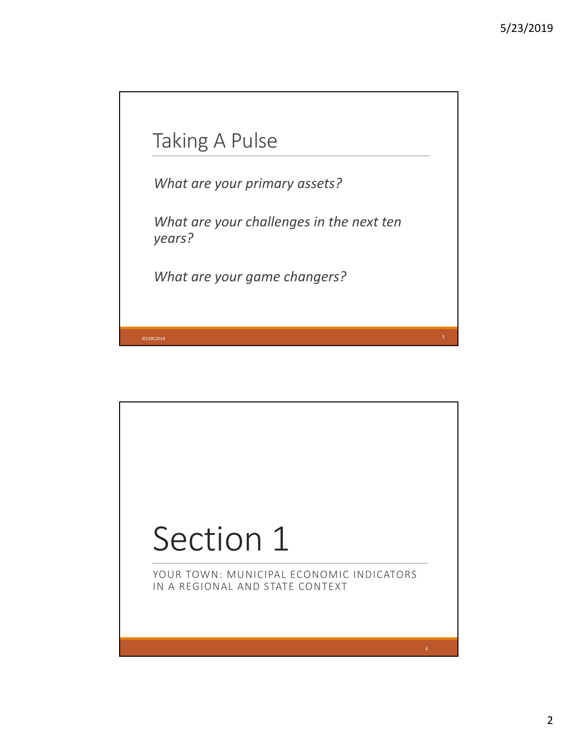## Taking A Pulse

*What are your primary assets?*

*What are your challenges in the next ten years?*

*What are your game changers?*

©CERC2019

# Section 1

YOUR TOWN: MUNICIPAL ECONOMIC INDICATORS IN A REGIONAL AND STATE CONTEXT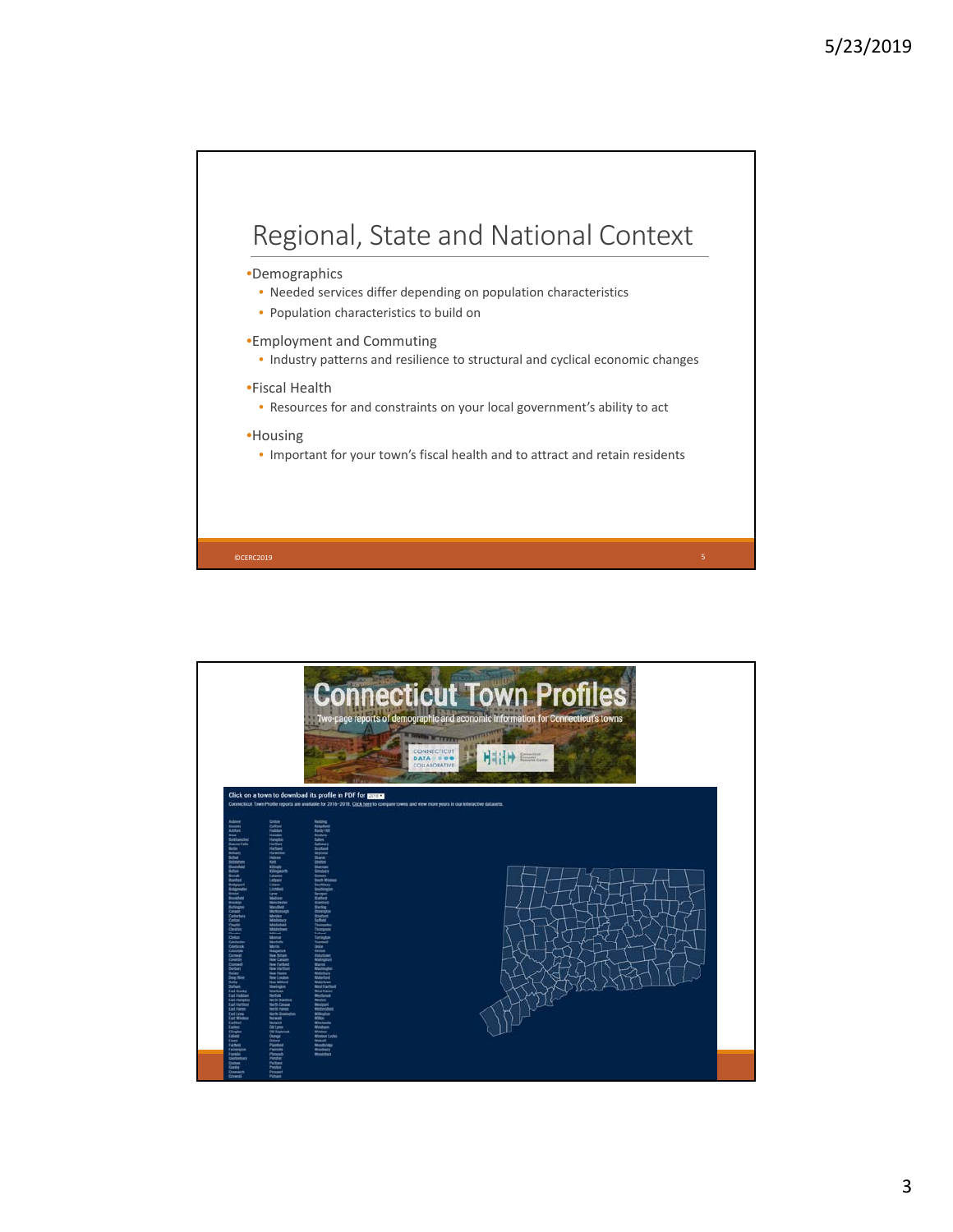# Regional, State and National Context

- Demographics
  - Needed services differ depending on population characteristics
  - Population characteristics to build on
- Employment and Commuting
  - Industry patterns and resilience to structural and cyclical economic changes
- Fiscal Health
  - Resources for and constraints on your local government's ability to act
- Housing
  - Important for your town's fiscal health and to attract and retain residents

©CERC2019

# Connecticut Town Profiles

Two-page reports of demographic and economic information for Connecticut's towns

Click on a town to download its profile in PDF for 2018

Connecticut Town Profile reports are available for 2016-2018. Click here to compare towns and view more years in our interactive datasets.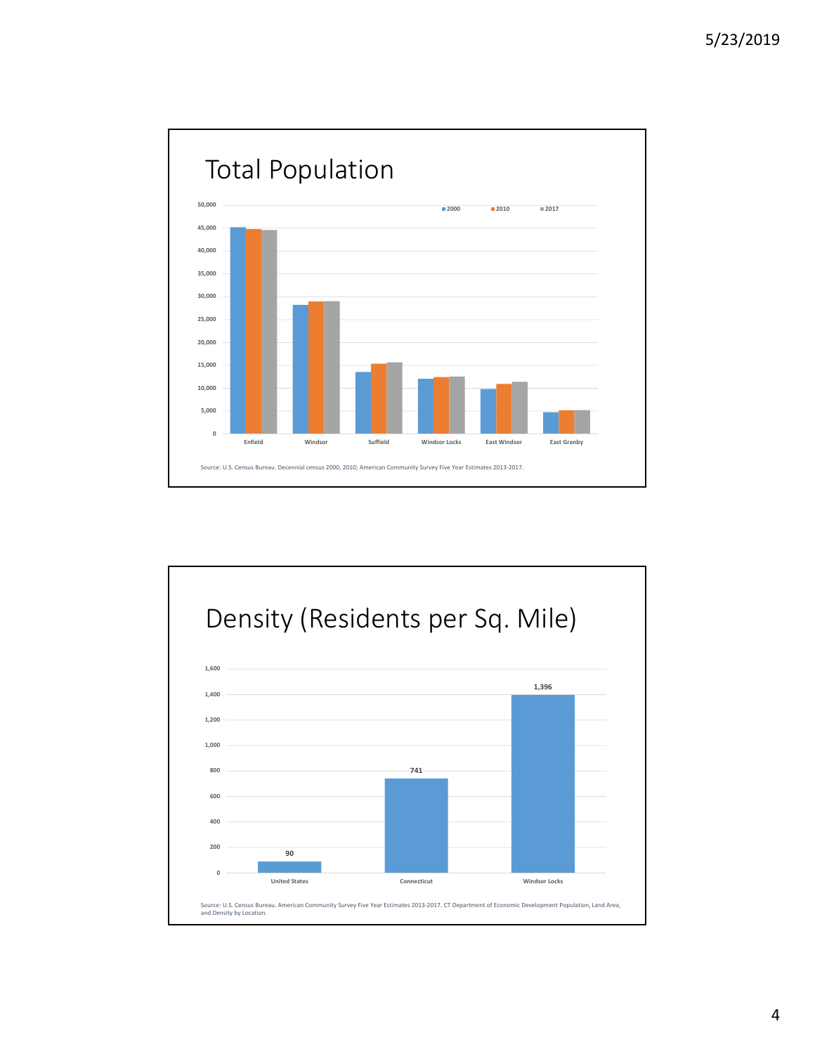## Total Population

| | 2000 | 2010 | 2017 |
|---|---|---|---|
| Enfield | | | |
| Windsor | | | |
| Suffield | | | |
| Windsor Locks | | | |
| East Windsor | | | |
| East Granby | | | |

Source: U.S. Census Bureau. Decennial census 2000, 2010; American Community Survey Five Year Estimates 2013-2017.

## Density (Residents per Sq. Mile)

| Location | Density |
|---|---|
| United States | 90 |
| Connecticut | 741 |
| Windsor Locks | 1,396 |

Source: U.S. Census Bureau. American Community Survey Five Year Estimates 2013-2017. CT Department of Economic Development Population, Land Area, and Density by Location.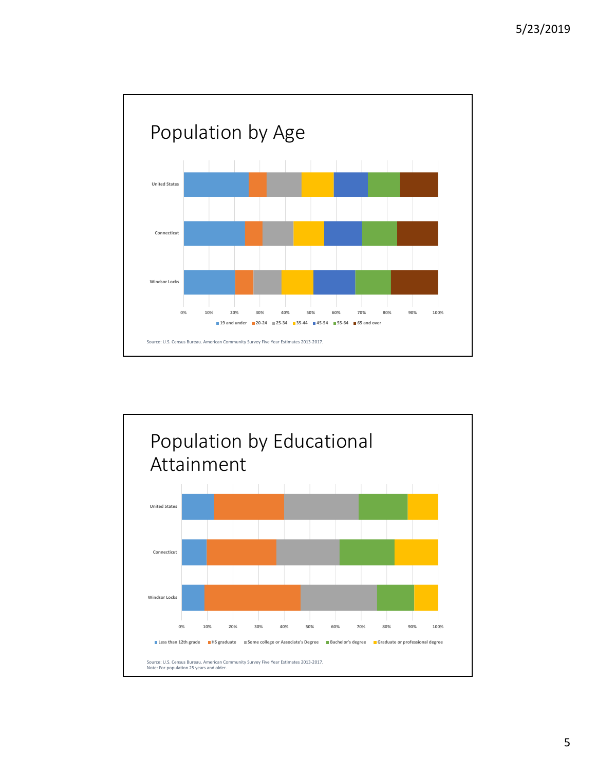# Population by Age

United States

Connecticut

Windsor Locks

0% 10% 20% 30% 40% 50% 60% 70% 80% 90% 100%

19 and under | 20-24 | 25-34 | 35-44 | 45-54 | 55-64 | 65 and over

Source: U.S. Census Bureau. American Community Survey Five Year Estimates 2013-2017.

# Population by Educational Attainment

United States

Connecticut

Windsor Locks

0% 10% 20% 30% 40% 50% 60% 70% 80% 90% 100%

Less than 12th grade | HS graduate | Some college or Associate's Degree | Bachelor's degree | Graduate or professional degree

Source: U.S. Census Bureau. American Community Survey Five Year Estimates 2013-2017.
Note: For population 25 years and older.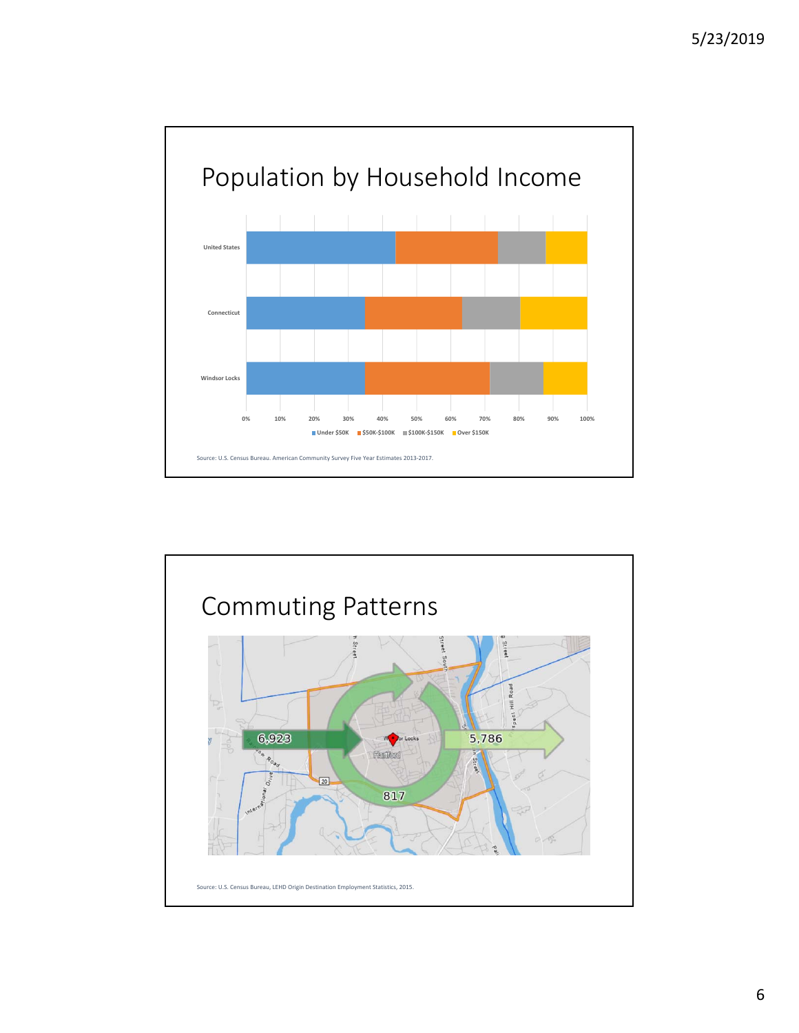# Population by Household Income

United States

Connecticut

Windsor Locks

0% 10% 20% 30% 40% 50% 60% 70% 80% 90% 100%

Under $50K | $50K-$100K | $100K-$150K | Over $150K

Source: U.S. Census Bureau. American Community Survey Five Year Estimates 2013-2017.

# Commuting Patterns

6,923

5,786

817

Source: U.S. Census Bureau, LEHD Origin Destination Employment Statistics, 2015.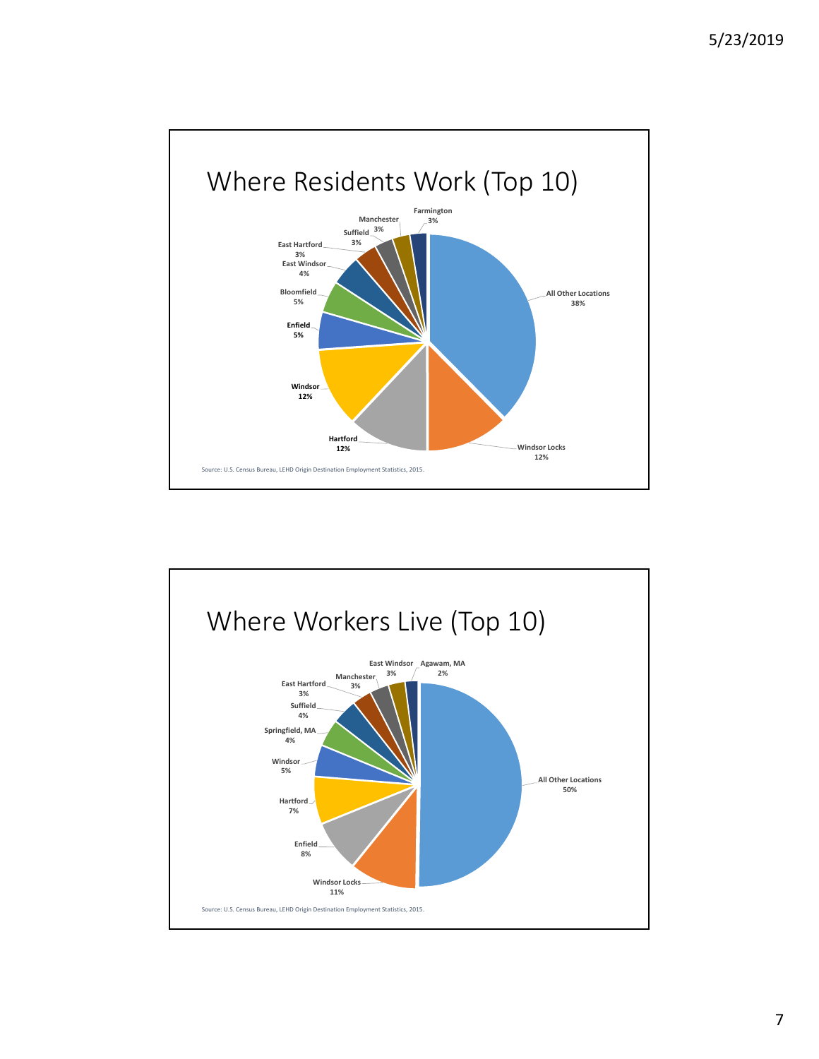## Where Residents Work (Top 10)

| Location | Share |
|---|---|
| All Other Locations | 38% |
| Windsor Locks | 12% |
| Hartford | 12% |
| Windsor | 12% |
| Enfield | 5% |
| Bloomfield | 5% |
| East Windsor | 4% |
| East Hartford | 3% |
| Suffield | 3% |
| Manchester | 3% |
| Farmington | 3% |

Source: U.S. Census Bureau, LEHD Origin Destination Employment Statistics, 2015.

## Where Workers Live (Top 10)

| Location | Share |
|---|---|
| All Other Locations | 50% |
| Windsor Locks | 11% |
| Enfield | 8% |
| Hartford | 7% |
| Windsor | 5% |
| Springfield, MA | 4% |
| Suffield | 4% |
| East Hartford | 3% |
| Manchester | 3% |
| East Windsor | 3% |
| Agawam, MA | 2% |

Source: U.S. Census Bureau, LEHD Origin Destination Employment Statistics, 2015.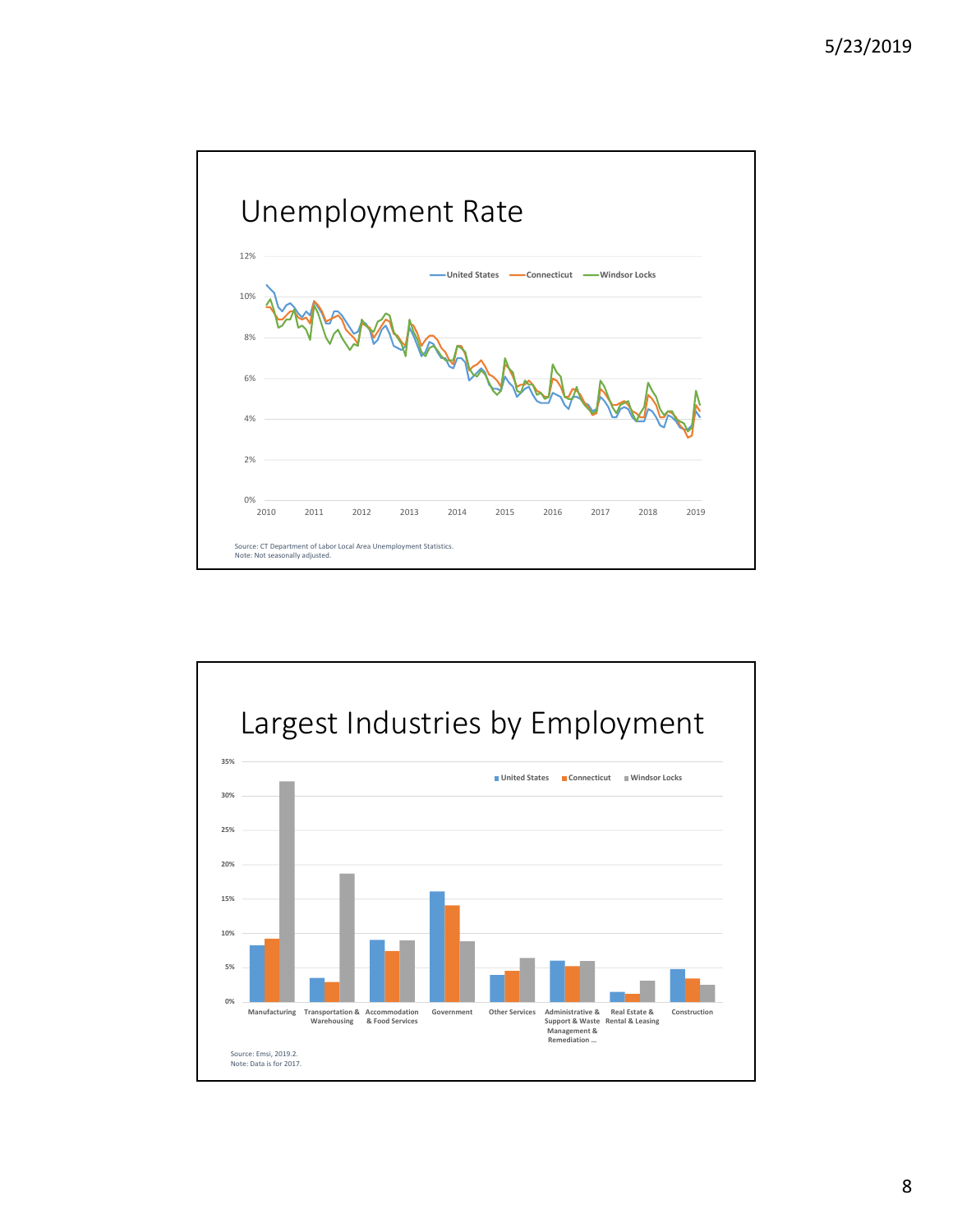# Unemployment Rate

Source: CT Department of Labor Local Area Unemployment Statistics.
Note: Not seasonally adjusted.

# Largest Industries by Employment

Source: Emsi, 2019.2.
Note: Data is for 2017.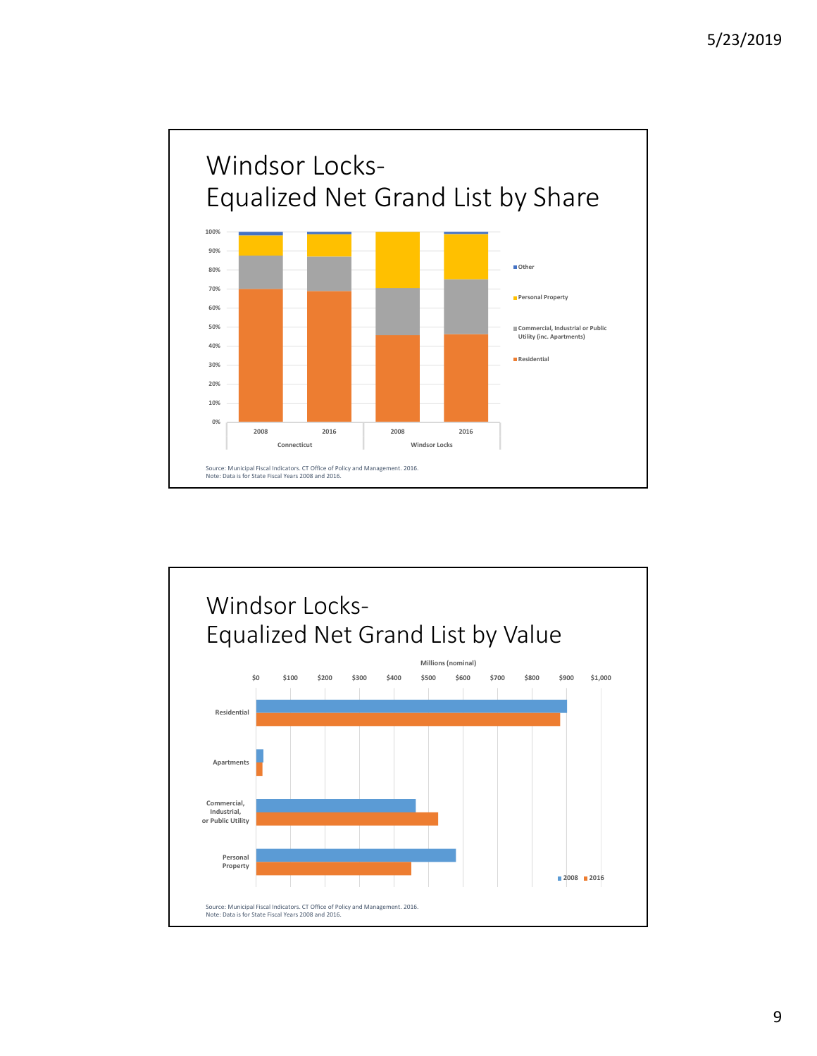# Windsor Locks- Equalized Net Grand List by Share

100%
90%
80%
70%
60%
50%
40%
30%
20%
10%
0%

2008 2016 2008 2016

Connecticut Windsor Locks

Other

Personal Property

Commercial, Industrial or Public Utility (inc. Apartments)

Residential

Source: Municipal Fiscal Indicators. CT Office of Policy and Management. 2016.
Note: Data is for State Fiscal Years 2008 and 2016.

# Windsor Locks- Equalized Net Grand List by Value

Millions (nominal)

$0 $100 $200 $300 $400 $500 $600 $700 $800 $900 $1,000

Residential

Apartments

Commercial, Industrial, or Public Utility

Personal Property

2008 2016

Source: Municipal Fiscal Indicators. CT Office of Policy and Management. 2016.
Note: Data is for State Fiscal Years 2008 and 2016.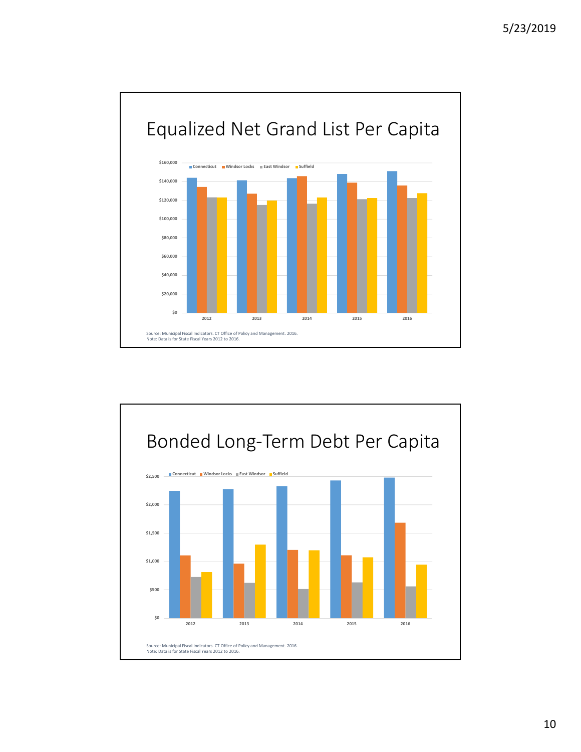# Equalized Net Grand List Per Capita

Connecticut | Windsor Locks | East Windsor | Suffield

$160,000
$140,000
$120,000
$100,000
$80,000
$60,000
$40,000
$20,000
$0

2012 | 2013 | 2014 | 2015 | 2016

Source: Municipal Fiscal Indicators. CT Office of Policy and Management. 2016.
Note: Data is for State Fiscal Years 2012 to 2016.

# Bonded Long-Term Debt Per Capita

Connecticut | Windsor Locks | East Windsor | Suffield

$2,500
$2,000
$1,500
$1,000
$500
$0

2012 | 2013 | 2014 | 2015 | 2016

Source: Municipal Fiscal Indicators. CT Office of Policy and Management. 2016.
Note: Data is for State Fiscal Years 2012 to 2016.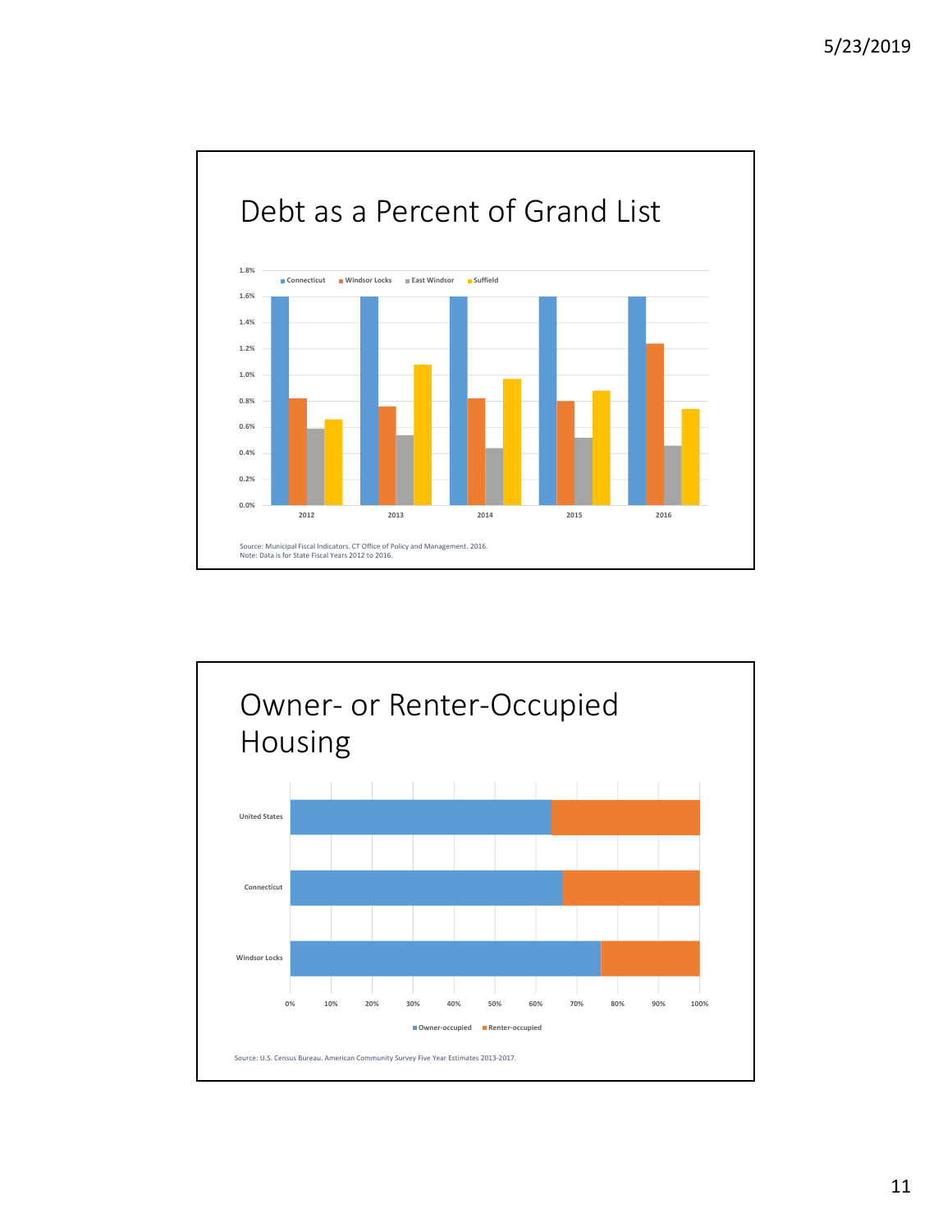## Debt as a Percent of Grand List

Source: Municipal Fiscal Indicators. CT Office of Policy and Management. 2016.
Note: Data is for State Fiscal Years 2012 to 2016.

## Owner- or Renter-Occupied Housing

Source: U.S. Census Bureau. American Community Survey Five Year Estimates 2013-2017.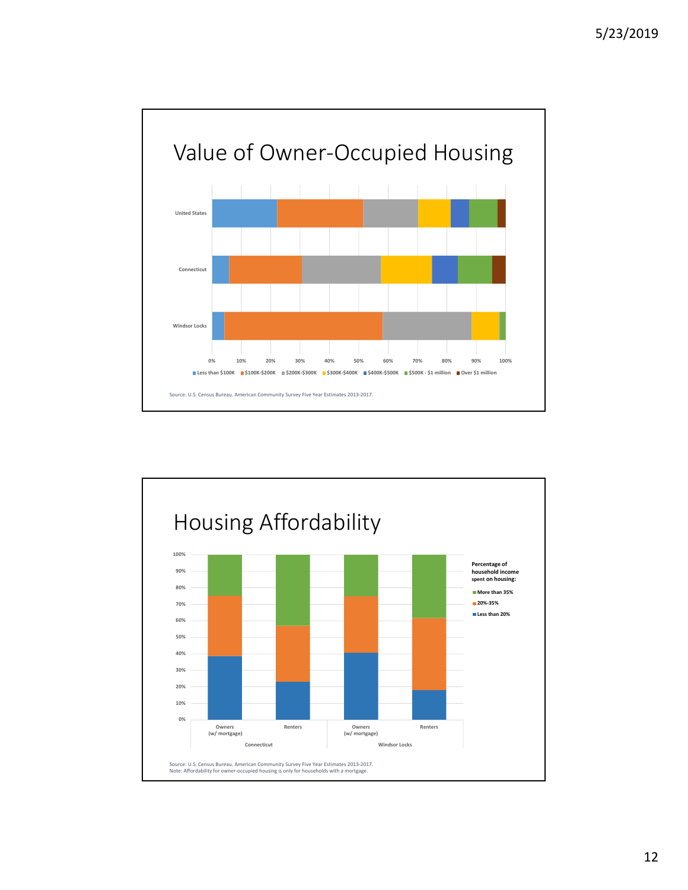# Value of Owner-Occupied Housing

United States

Connecticut

Windsor Locks

0% 10% 20% 30% 40% 50% 60% 70% 80% 90% 100%

Less than $100K | $100K-$200K | $200K-$300K | $300K-$400K | $400K-$500K | $500K - $1 million | Over $1 million

Source: U.S. Census Bureau. American Community Survey Five Year Estimates 2013-2017.

# Housing Affordability

100% 90% 80% 70% 60% 50% 40% 30% 20% 10% 0%

Owners (w/ mortgage) | Renters | Owners (w/ mortgage) | Renters

Connecticut | Windsor Locks

**Percentage of household income spent on housing:**

- **More than 35%**
- **20%-35%**
- **Less than 20%**

Source: U.S. Census Bureau. American Community Survey Five Year Estimates 2013-2017.
Note: Affordability for owner-occupied housing is only for households with a mortgage.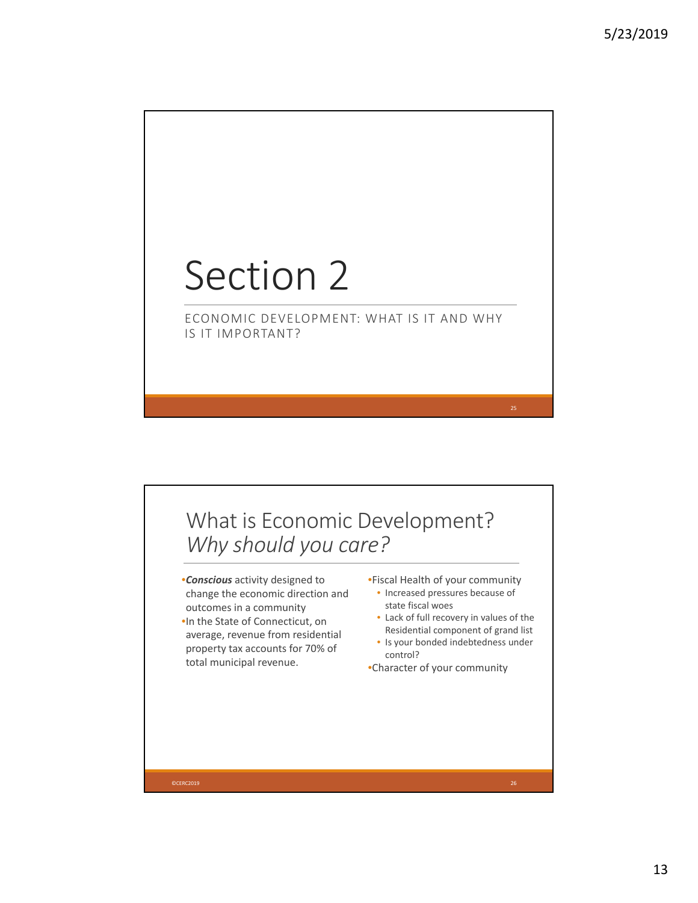# Section 2

ECONOMIC DEVELOPMENT: WHAT IS IT AND WHY IS IT IMPORTANT?

## What is Economic Development? *Why should you care?*

- ***Conscious*** activity designed to change the economic direction and outcomes in a community
- In the State of Connecticut, on average, revenue from residential property tax accounts for 70% of total municipal revenue.

- Fiscal Health of your community
  - Increased pressures because of state fiscal woes
  - Lack of full recovery in values of the Residential component of grand list
  - Is your bonded indebtedness under control?
- Character of your community

©CERC2019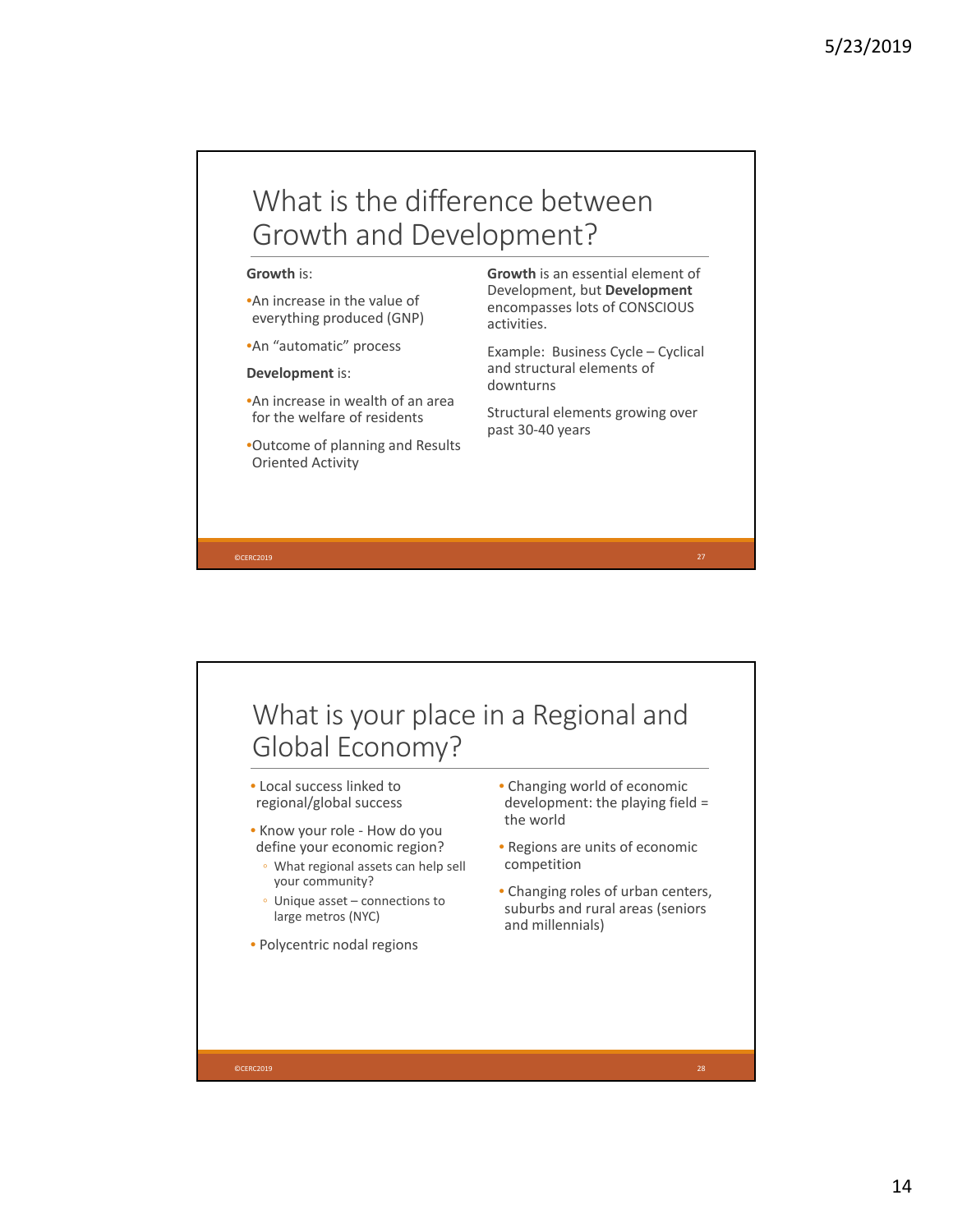## What is the difference between Growth and Development?

**Growth** is:

- An increase in the value of everything produced (GNP)
- An "automatic" process

**Development** is:

- An increase in wealth of an area for the welfare of residents
- Outcome of planning and Results Oriented Activity

**Growth** is an essential element of Development, but **Development** encompasses lots of CONSCIOUS activities.

Example: Business Cycle – Cyclical and structural elements of downturns

Structural elements growing over past 30-40 years

## What is your place in a Regional and Global Economy?

- Local success linked to regional/global success
- Know your role - How do you define your economic region?
  - What regional assets can help sell your community?
  - Unique asset – connections to large metros (NYC)
- Polycentric nodal regions
- Changing world of economic development: the playing field = the world
- Regions are units of economic competition
- Changing roles of urban centers, suburbs and rural areas (seniors and millennials)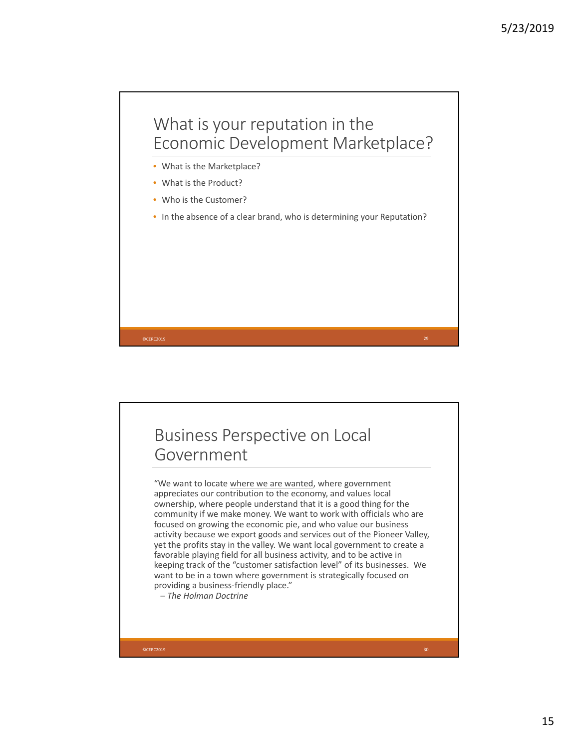## What is your reputation in the Economic Development Marketplace?

- What is the Marketplace?
- What is the Product?
- Who is the Customer?
- In the absence of a clear brand, who is determining your Reputation?

## Business Perspective on Local Government

"We want to locate where we are wanted, where government appreciates our contribution to the economy, and values local ownership, where people understand that it is a good thing for the community if we make money. We want to work with officials who are focused on growing the economic pie, and who value our business activity because we export goods and services out of the Pioneer Valley, yet the profits stay in the valley. We want local government to create a favorable playing field for all business activity, and to be active in keeping track of the "customer satisfaction level" of its businesses. We want to be in a town where government is strategically focused on providing a business-friendly place."

– *The Holman Doctrine*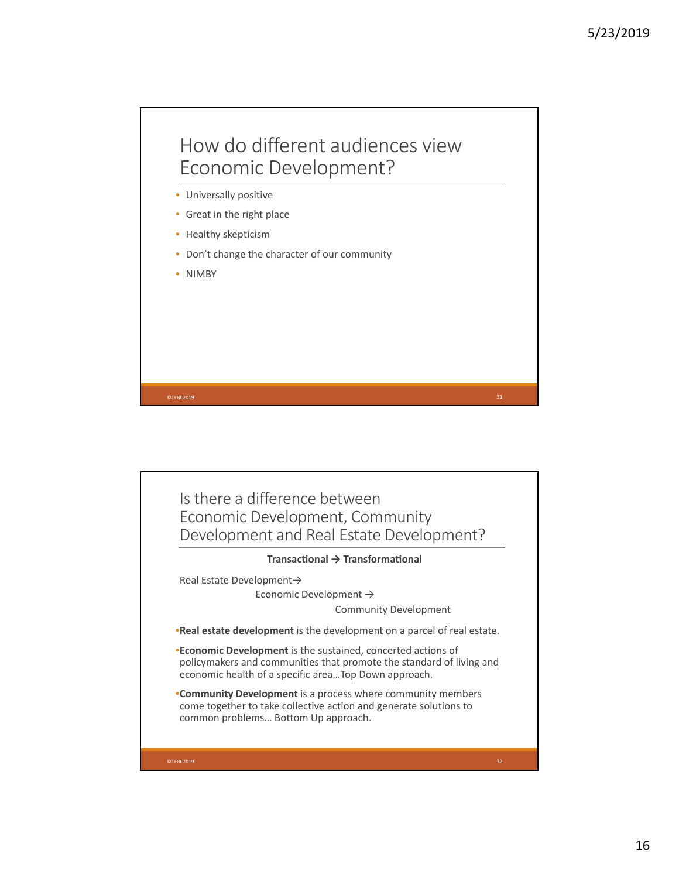## How do different audiences view Economic Development?

- Universally positive
- Great in the right place
- Healthy skepticism
- Don't change the character of our community
- NIMBY

## Is there a difference between Economic Development, Community Development and Real Estate Development?

**Transactional → Transformational**

Real Estate Development→

Economic Development →

Community Development

- **Real estate development** is the development on a parcel of real estate.
- **Economic Development** is the sustained, concerted actions of policymakers and communities that promote the standard of living and economic health of a specific area…Top Down approach.
- **Community Development** is a process where community members come together to take collective action and generate solutions to common problems… Bottom Up approach.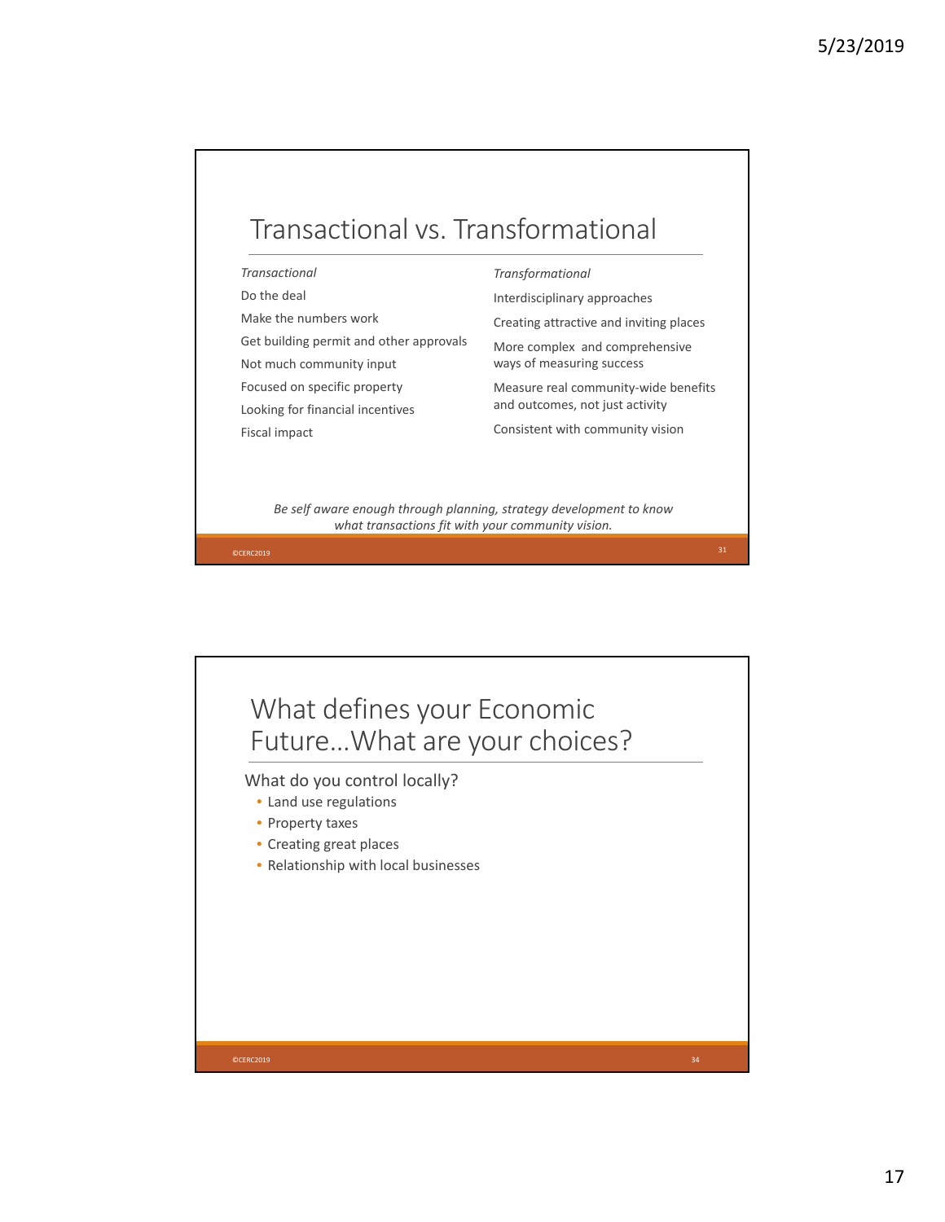## Transactional vs. Transformational

| *Transactional* | *Transformational* |
| --- | --- |
| Do the deal | Interdisciplinary approaches |
| Make the numbers work | Creating attractive and inviting places |
| Get building permit and other approvals | More complex and comprehensive ways of measuring success |
| Not much community input | Measure real community-wide benefits and outcomes, not just activity |
| Focused on specific property | Consistent with community vision |
| Looking for financial incentives | |
| Fiscal impact | |

*Be self aware enough through planning, strategy development to know what transactions fit with your community vision.*

©CERC2019

## What defines your Economic Future…What are your choices?

What do you control locally?

- Land use regulations
- Property taxes
- Creating great places
- Relationship with local businesses

©CERC2019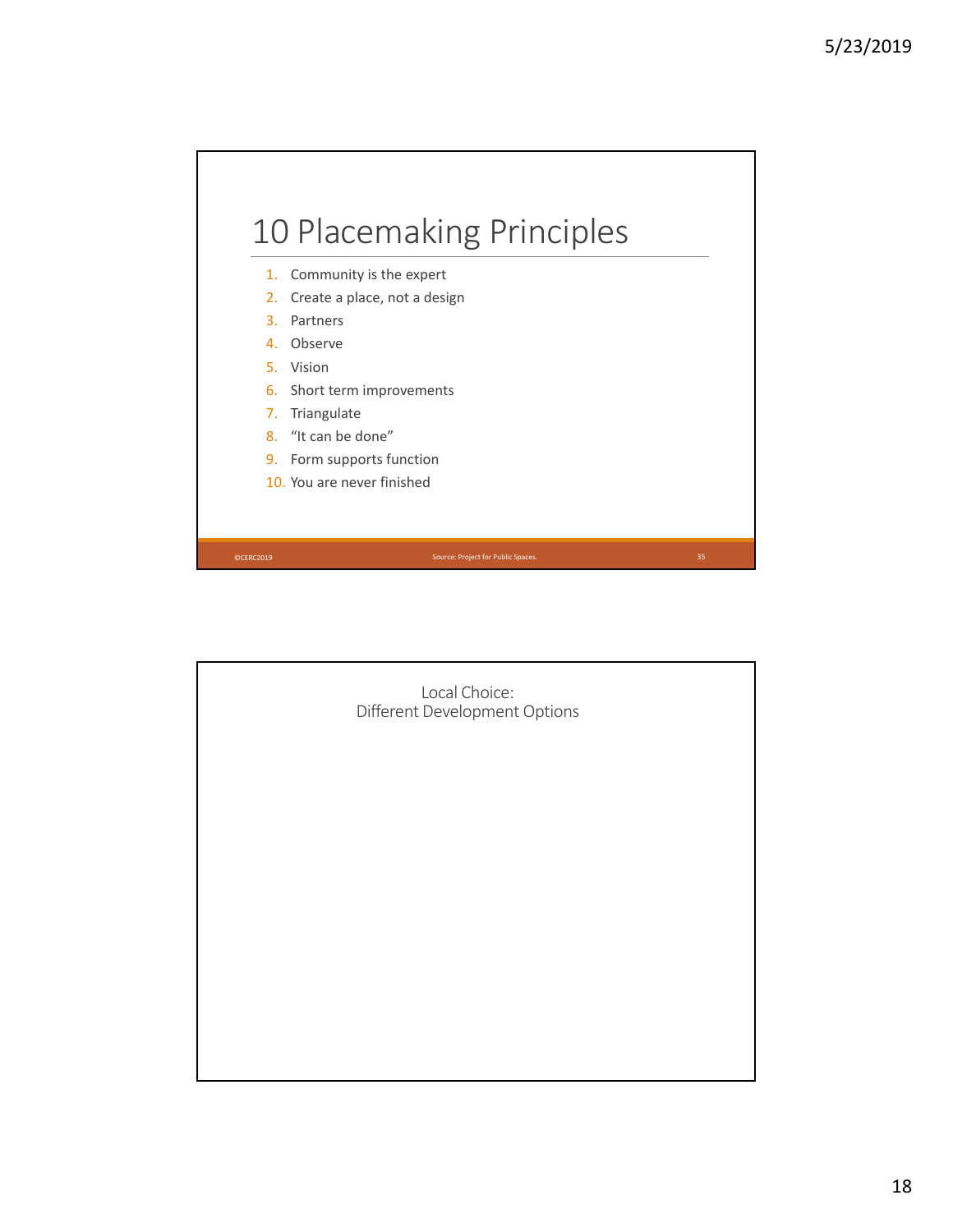# 10 Placemaking Principles

1. Community is the expert
2. Create a place, not a design
3. Partners
4. Observe
5. Vision
6. Short term improvements
7. Triangulate
8. "It can be done"
9. Form supports function
10. You are never finished

Source: Project for Public Spaces.

Local Choice:
Different Development Options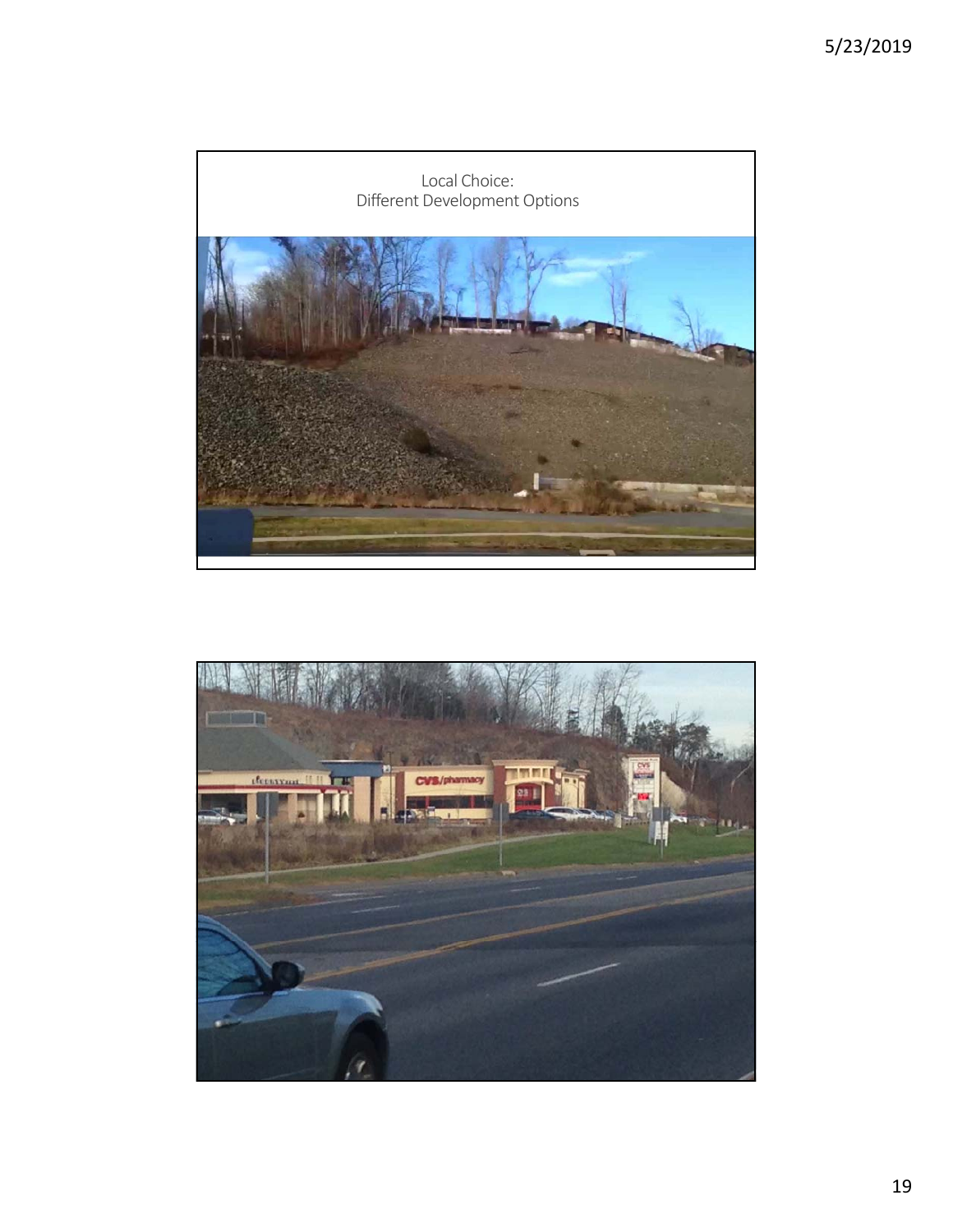Local Choice:
Different Development Options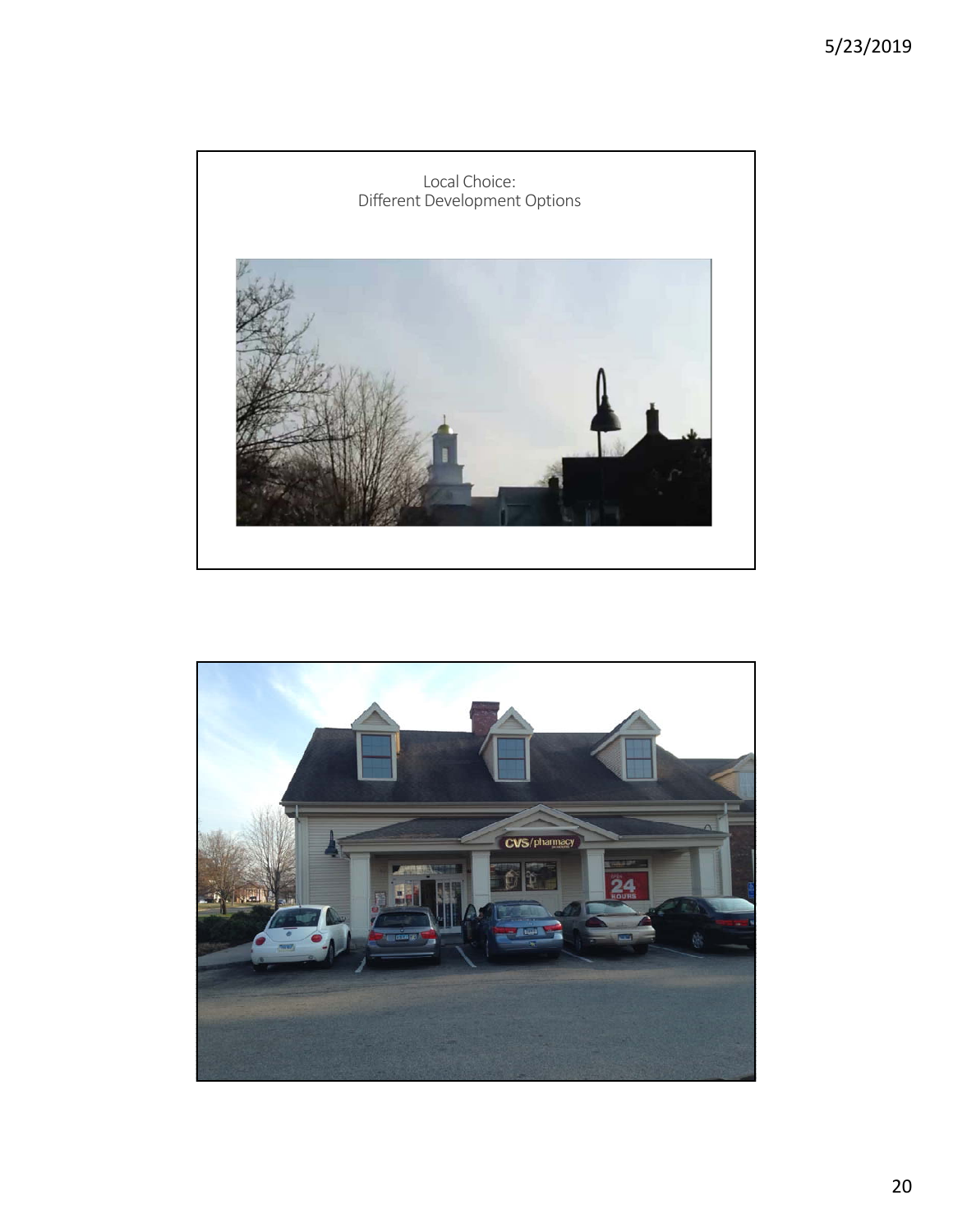Local Choice:
Different Development Options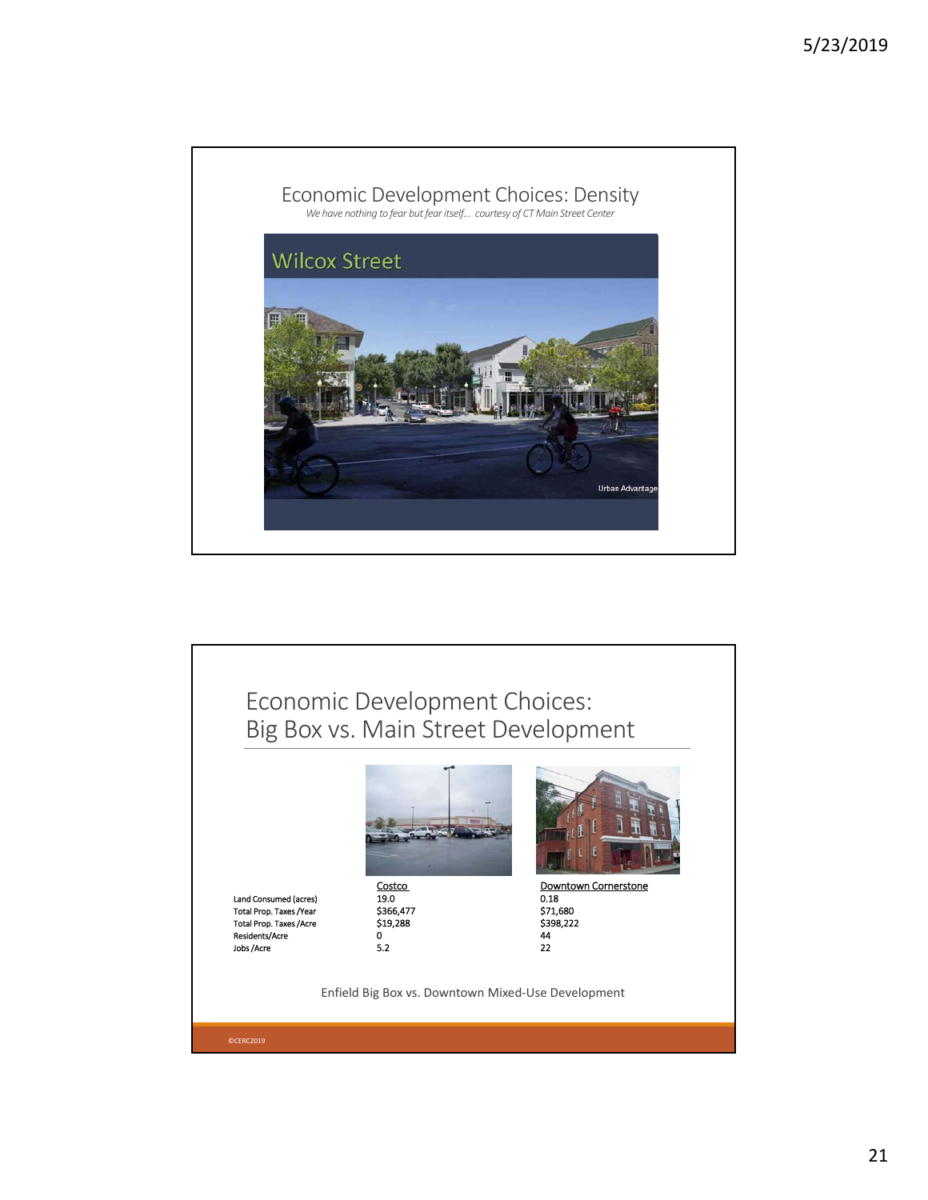## Economic Development Choices: Density

*We have nothing to fear but fear itself… courtesy of CT Main Street Center*

Wilcox Street

Urban Advantage

## Economic Development Choices: Big Box vs. Main Street Development

| | Costco | Downtown Cornerstone |
|---|---|---|
| Land Consumed (acres) | 19.0 | 0.18 |
| Total Prop. Taxes /Year | $366,477 | $71,680 |
| Total Prop. Taxes /Acre | $19,288 | $398,222 |
| Residents/Acre | 0 | 44 |
| Jobs /Acre | 5.2 | 22 |

Enfield Big Box vs. Downtown Mixed-Use Development

©CERC2019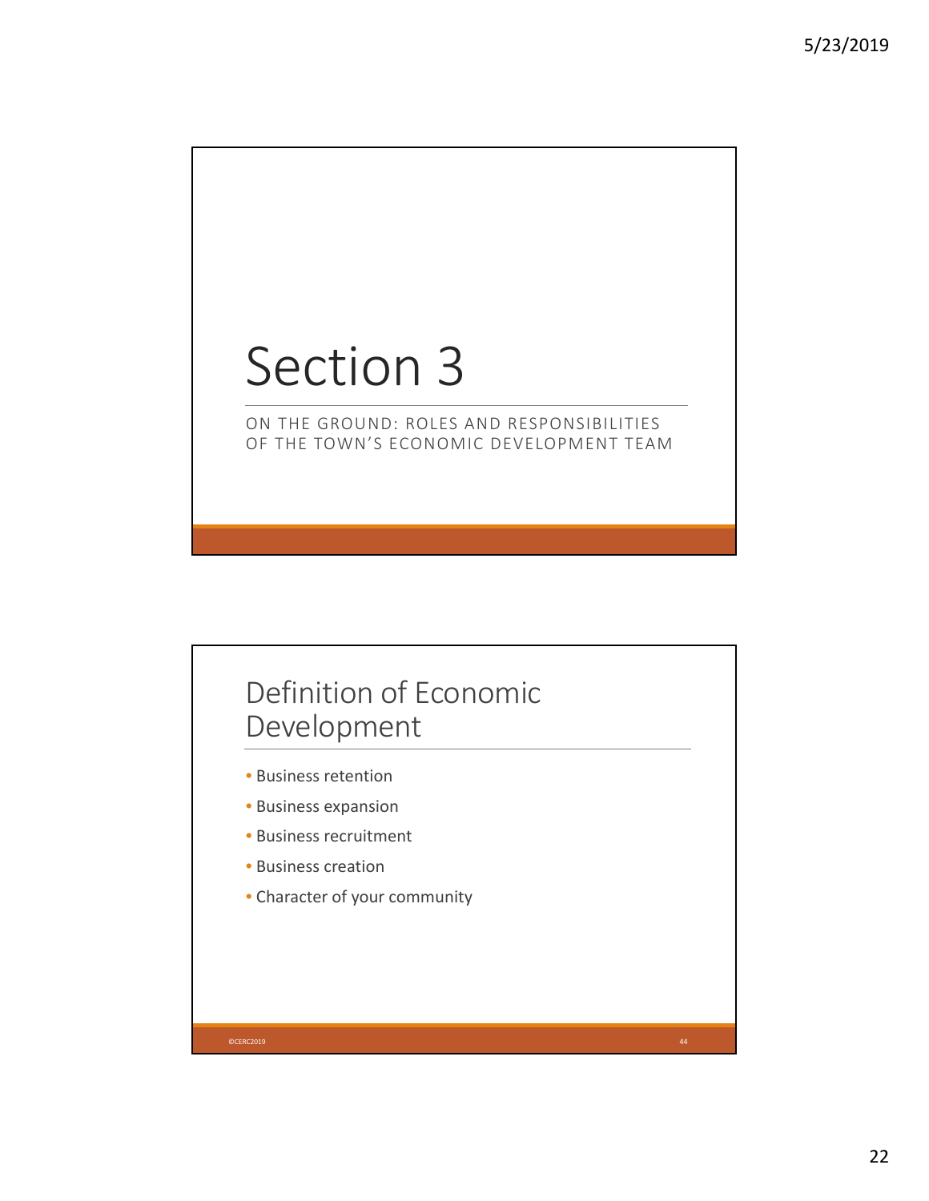# Section 3

ON THE GROUND: ROLES AND RESPONSIBILITIES OF THE TOWN'S ECONOMIC DEVELOPMENT TEAM

## Definition of Economic Development

- Business retention
- Business expansion
- Business recruitment
- Business creation
- Character of your community

©CERC2019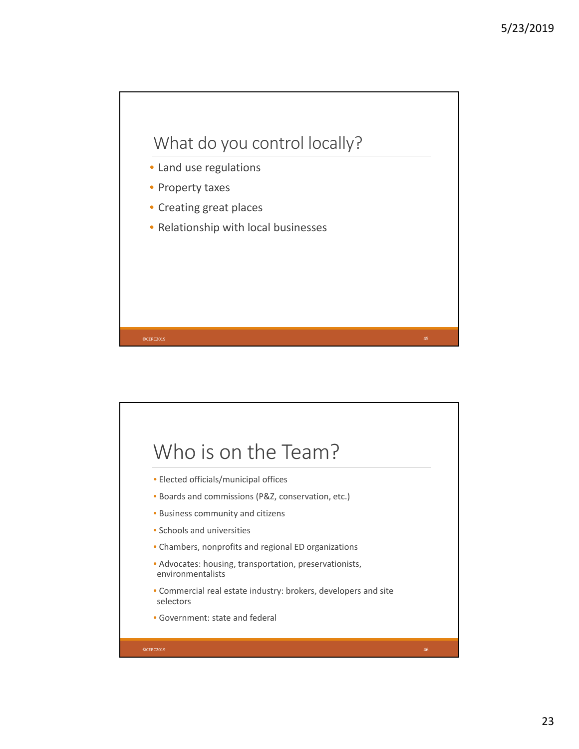## What do you control locally?

- Land use regulations
- Property taxes
- Creating great places
- Relationship with local businesses

## Who is on the Team?

- Elected officials/municipal offices
- Boards and commissions (P&Z, conservation, etc.)
- Business community and citizens
- Schools and universities
- Chambers, nonprofits and regional ED organizations
- Advocates: housing, transportation, preservationists, environmentalists
- Commercial real estate industry: brokers, developers and site selectors
- Government: state and federal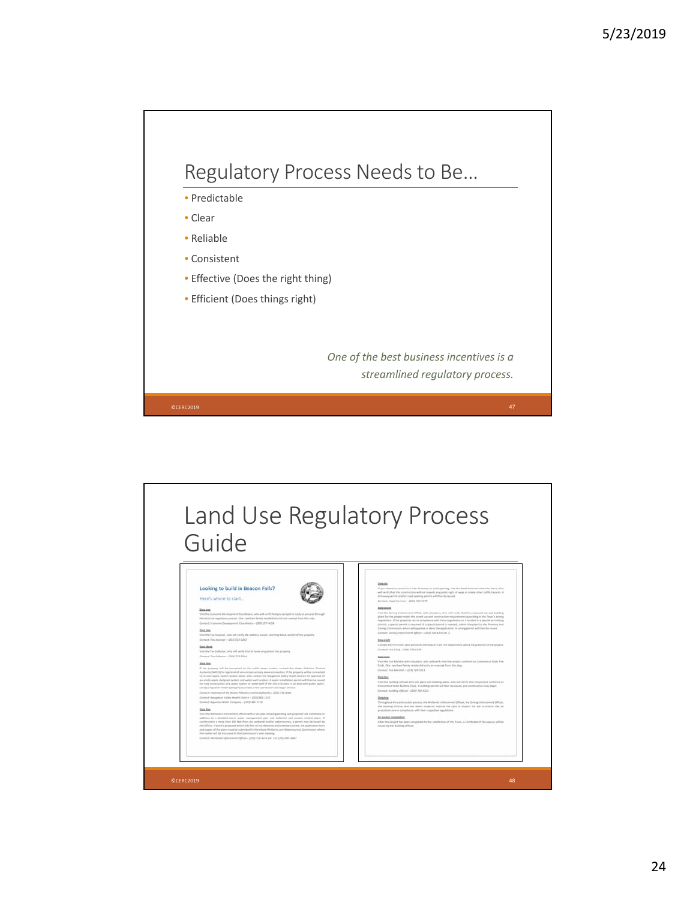## Regulatory Process Needs to Be…

- Predictable
- Clear
- Reliable
- Consistent
- Effective (Does the right thing)
- Efficient (Does things right)

*One of the best business incentives is a streamlined regulatory process.*

©CERC2019

## Land Use Regulatory Process Guide

©CERC2019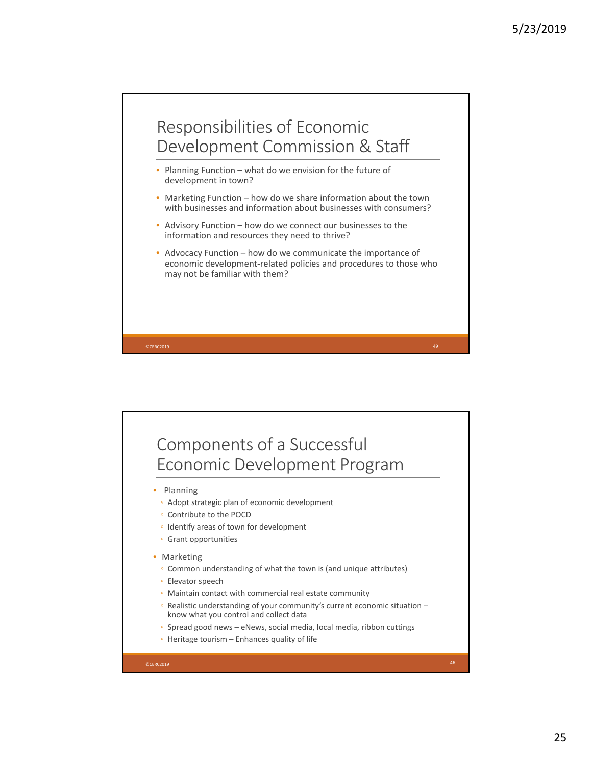## Responsibilities of Economic Development Commission & Staff

- Planning Function – what do we envision for the future of development in town?
- Marketing Function – how do we share information about the town with businesses and information about businesses with consumers?
- Advisory Function – how do we connect our businesses to the information and resources they need to thrive?
- Advocacy Function – how do we communicate the importance of economic development-related policies and procedures to those who may not be familiar with them?

©CERC2019

## Components of a Successful Economic Development Program

- Planning
  - Adopt strategic plan of economic development
  - Contribute to the POCD
  - Identify areas of town for development
  - Grant opportunities
- Marketing
  - Common understanding of what the town is (and unique attributes)
  - Elevator speech
  - Maintain contact with commercial real estate community
  - Realistic understanding of your community's current economic situation – know what you control and collect data
  - Spread good news – eNews, social media, local media, ribbon cuttings
  - Heritage tourism – Enhances quality of life

©CERC2019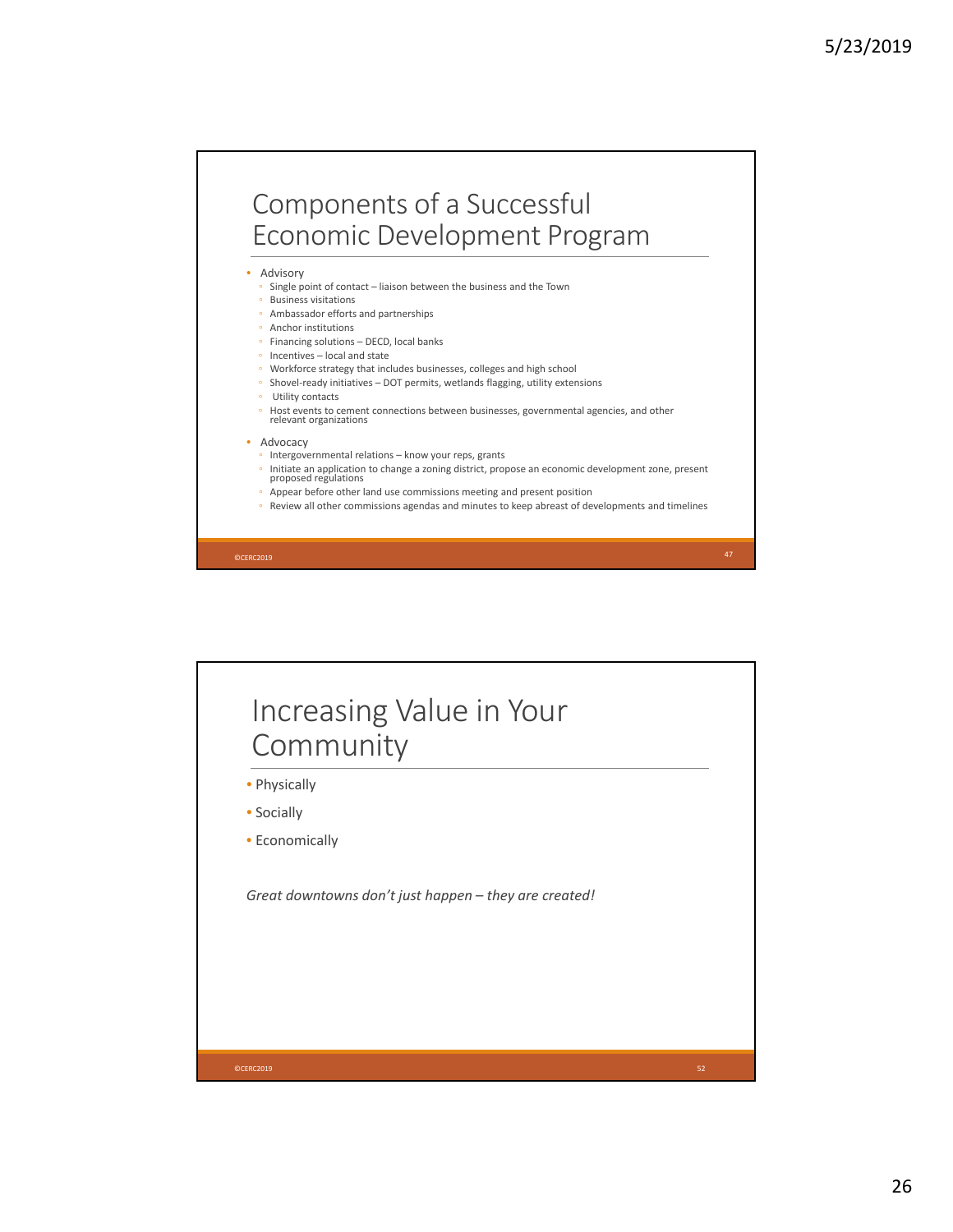# Components of a Successful Economic Development Program

- Advisory
  - Single point of contact – liaison between the business and the Town
  - Business visitations
  - Ambassador efforts and partnerships
  - Anchor institutions
  - Financing solutions – DECD, local banks
  - Incentives – local and state
  - Workforce strategy that includes businesses, colleges and high school
  - Shovel-ready initiatives – DOT permits, wetlands flagging, utility extensions
  - Utility contacts
  - Host events to cement connections between businesses, governmental agencies, and other relevant organizations
- Advocacy
  - Intergovernmental relations – know your reps, grants
  - Initiate an application to change a zoning district, propose an economic development zone, present proposed regulations
  - Appear before other land use commissions meeting and present position
  - Review all other commissions agendas and minutes to keep abreast of developments and timelines

# Increasing Value in Your Community

- Physically
- Socially
- Economically

*Great downtowns don't just happen – they are created!*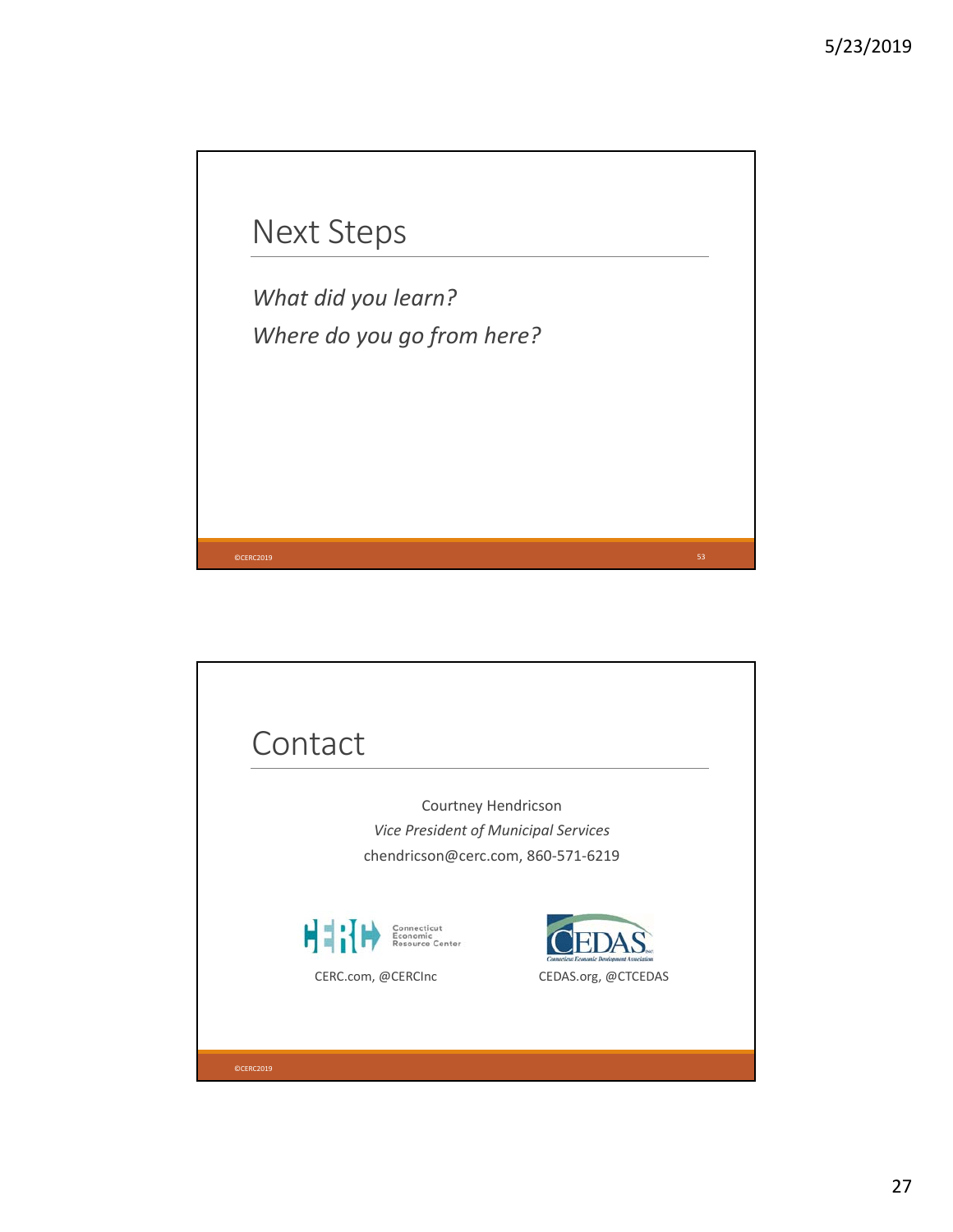## Next Steps

*What did you learn?*

*Where do you go from here?*

©CERC2019

## Contact

Courtney Hendricson

*Vice President of Municipal Services*

chendricson@cerc.com, 860-571-6219

CERC.com, @CERCInc

CEDAS.org, @CTCEDAS

©CERC2019